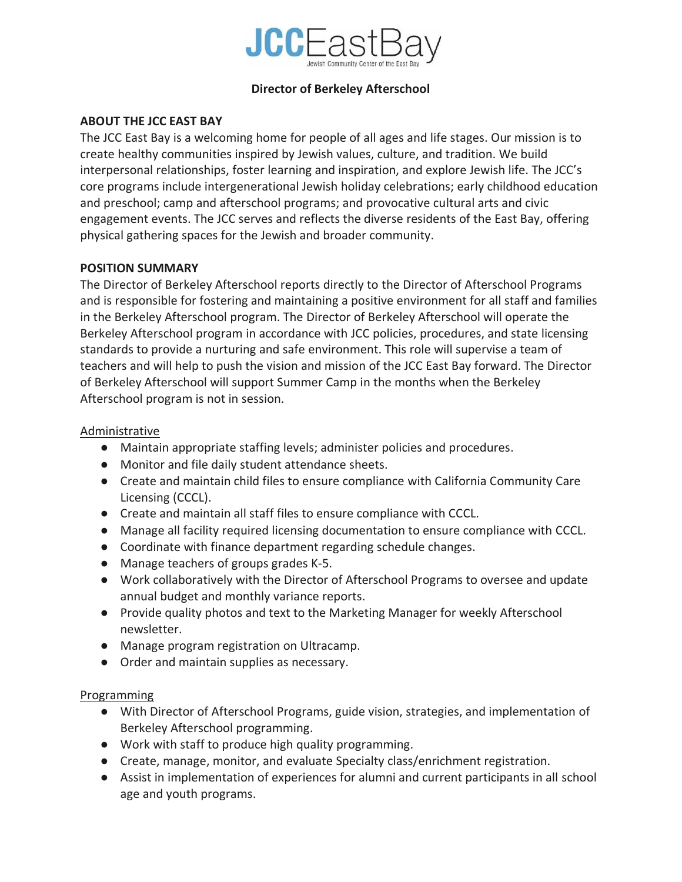# JCCEastBay

Jewish Community Center of the East Bay

## Director of Berkeley Afterschool

**ABOUT THE JCC EAST BAY**

The JCC East Bay is a welcoming home for people of all ages and life stages. Our mission is to create healthy communities inspired by Jewish values, culture, and tradition. We build interpersonal relationships, foster learning and inspiration, and explore Jewish life. The JCC's core programs include intergenerational Jewish holiday celebrations; early childhood education and preschool; camp and afterschool programs; and provocative cultural arts and civic engagement events. The JCC serves and reflects the diverse residents of the East Bay, offering physical gathering spaces for the Jewish and broader community.

**POSITION SUMMARY**

The Director of Berkeley Afterschool reports directly to the Director of Afterschool Programs and is responsible for fostering and maintaining a positive environment for all staff and families in the Berkeley Afterschool program. The Director of Berkeley Afterschool will operate the Berkeley Afterschool program in accordance with JCC policies, procedures, and state licensing standards to provide a nurturing and safe environment. This role will supervise a team of teachers and will help to push the vision and mission of the JCC East Bay forward. The Director of Berkeley Afterschool will support Summer Camp in the months when the Berkeley Afterschool program is not in session.

<u>Administrative</u>

- Maintain appropriate staffing levels; administer policies and procedures.
- Monitor and file daily student attendance sheets.
- Create and maintain child files to ensure compliance with California Community Care Licensing (CCCL).
- Create and maintain all staff files to ensure compliance with CCCL.
- Manage all facility required licensing documentation to ensure compliance with CCCL.
- Coordinate with finance department regarding schedule changes.
- Manage teachers of groups grades K-5.
- Work collaboratively with the Director of Afterschool Programs to oversee and update annual budget and monthly variance reports.
- Provide quality photos and text to the Marketing Manager for weekly Afterschool newsletter.
- Manage program registration on Ultracamp.
- Order and maintain supplies as necessary.

<u>Programming</u>

- With Director of Afterschool Programs, guide vision, strategies, and implementation of Berkeley Afterschool programming.
- Work with staff to produce high quality programming.
- Create, manage, monitor, and evaluate Specialty class/enrichment registration.
- Assist in implementation of experiences for alumni and current participants in all school age and youth programs.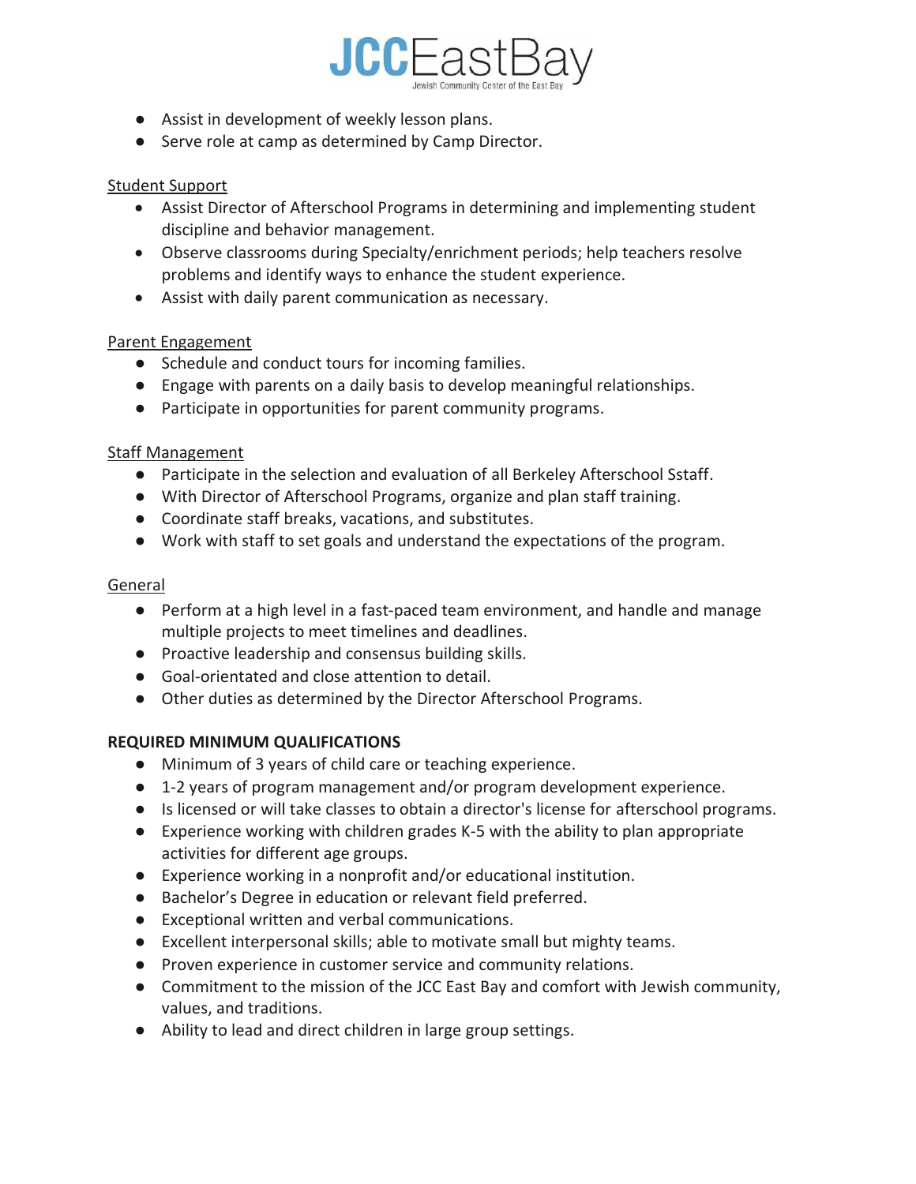- Assist in development of weekly lesson plans.
- Serve role at camp as determined by Camp Director.

Student Support

- Assist Director of Afterschool Programs in determining and implementing student discipline and behavior management.
- Observe classrooms during Specialty/enrichment periods; help teachers resolve problems and identify ways to enhance the student experience.
- Assist with daily parent communication as necessary.

Parent Engagement

- Schedule and conduct tours for incoming families.
- Engage with parents on a daily basis to develop meaningful relationships.
- Participate in opportunities for parent community programs.

Staff Management

- Participate in the selection and evaluation of all Berkeley Afterschool Sstaff.
- With Director of Afterschool Programs, organize and plan staff training.
- Coordinate staff breaks, vacations, and substitutes.
- Work with staff to set goals and understand the expectations of the program.

General

- Perform at a high level in a fast-paced team environment, and handle and manage multiple projects to meet timelines and deadlines.
- Proactive leadership and consensus building skills.
- Goal-orientated and close attention to detail.
- Other duties as determined by the Director Afterschool Programs.

**REQUIRED MINIMUM QUALIFICATIONS**

- Minimum of 3 years of child care or teaching experience.
- 1-2 years of program management and/or program development experience.
- Is licensed or will take classes to obtain a director's license for afterschool programs.
- Experience working with children grades K-5 with the ability to plan appropriate activities for different age groups.
- Experience working in a nonprofit and/or educational institution.
- Bachelor's Degree in education or relevant field preferred.
- Exceptional written and verbal communications.
- Excellent interpersonal skills; able to motivate small but mighty teams.
- Proven experience in customer service and community relations.
- Commitment to the mission of the JCC East Bay and comfort with Jewish community, values, and traditions.
- Ability to lead and direct children in large group settings.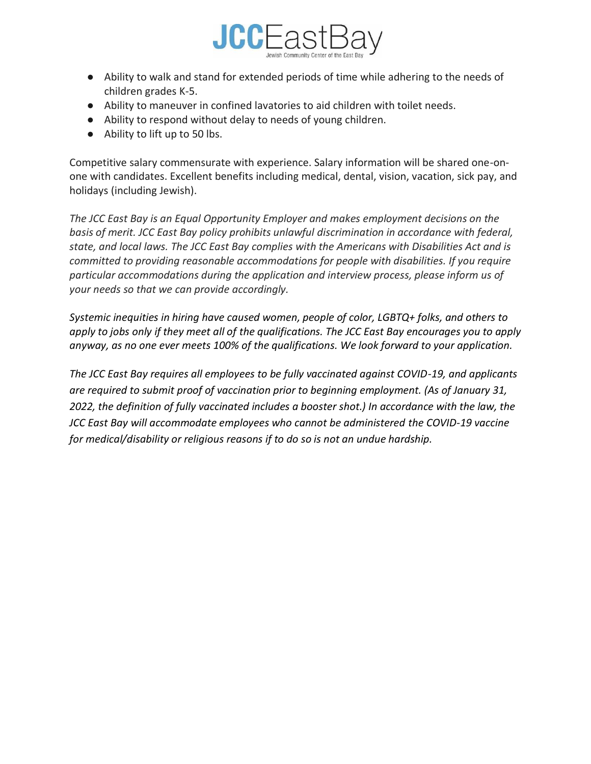- Ability to walk and stand for extended periods of time while adhering to the needs of children grades K-5.
- Ability to maneuver in confined lavatories to aid children with toilet needs.
- Ability to respond without delay to needs of young children.
- Ability to lift up to 50 lbs.

Competitive salary commensurate with experience. Salary information will be shared one-on-one with candidates. Excellent benefits including medical, dental, vision, vacation, sick pay, and holidays (including Jewish).

*The JCC East Bay is an Equal Opportunity Employer and makes employment decisions on the basis of merit. JCC East Bay policy prohibits unlawful discrimination in accordance with federal, state, and local laws. The JCC East Bay complies with the Americans with Disabilities Act and is committed to providing reasonable accommodations for people with disabilities. If you require particular accommodations during the application and interview process, please inform us of your needs so that we can provide accordingly.*

*Systemic inequities in hiring have caused women, people of color, LGBTQ+ folks, and others to apply to jobs only if they meet all of the qualifications. The JCC East Bay encourages you to apply anyway, as no one ever meets 100% of the qualifications. We look forward to your application.*

*The JCC East Bay requires all employees to be fully vaccinated against COVID-19, and applicants are required to submit proof of vaccination prior to beginning employment. (As of January 31, 2022, the definition of fully vaccinated includes a booster shot.) In accordance with the law, the JCC East Bay will accommodate employees who cannot be administered the COVID-19 vaccine for medical/disability or religious reasons if to do so is not an undue hardship.*